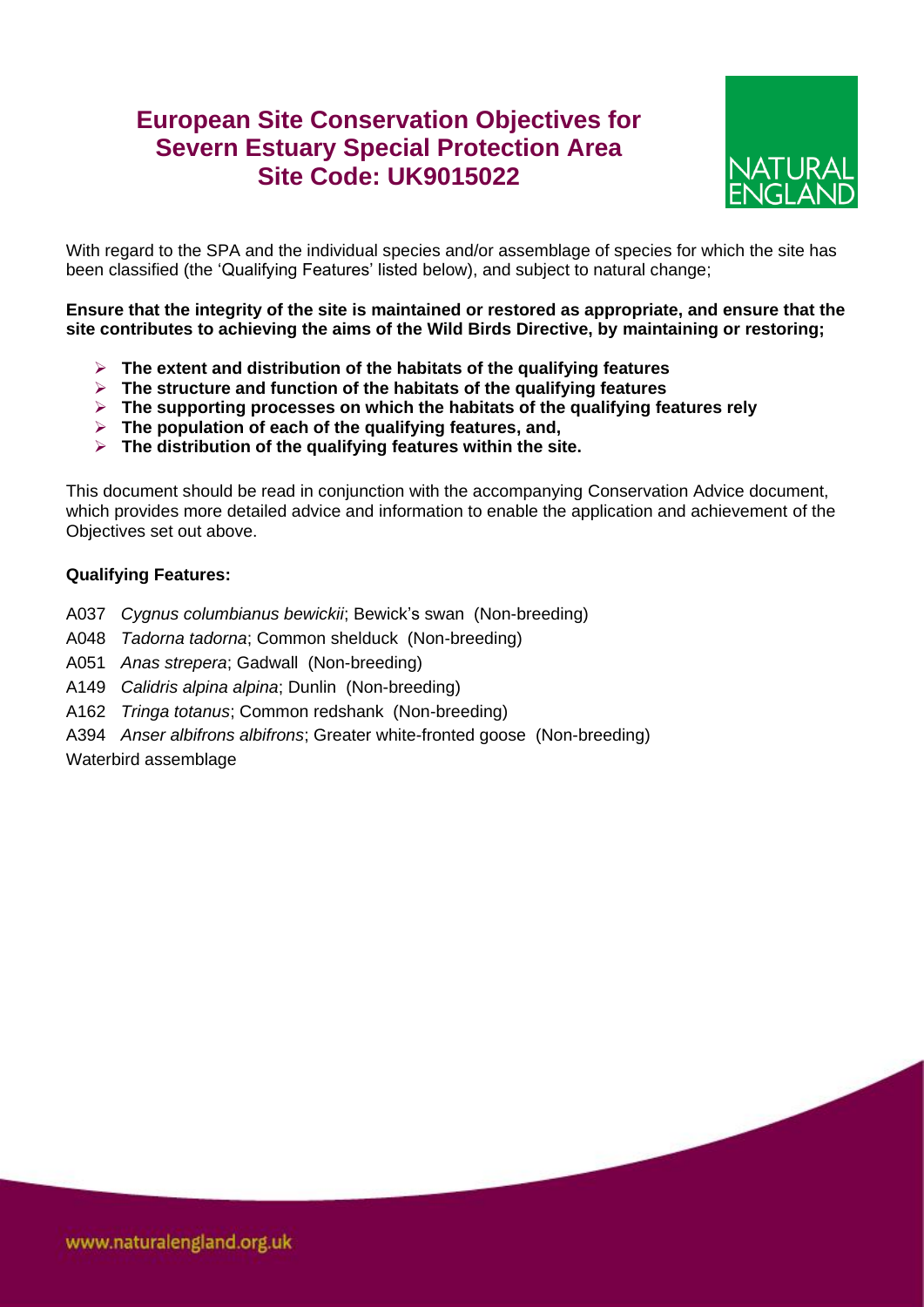# European Site Conservation Objectives for Severn Estuary Special Protection Area Site Code: UK9015022

With regard to the SPA and the individual species and/or assemblage of species for which the site has been classified (the 'Qualifying Features' listed below), and subject to natural change;

**Ensure that the integrity of the site is maintained or restored as appropriate, and ensure that the site contributes to achieving the aims of the Wild Birds Directive, by maintaining or restoring;**

- **The extent and distribution of the habitats of the qualifying features**
- **The structure and function of the habitats of the qualifying features**
- **The supporting processes on which the habitats of the qualifying features rely**
- **The population of each of the qualifying features, and,**
- **The distribution of the qualifying features within the site.**

This document should be read in conjunction with the accompanying Conservation Advice document, which provides more detailed advice and information to enable the application and achievement of the Objectives set out above.

**Qualifying Features:**

A037 *Cygnus columbianus bewickii*; Bewick's swan (Non-breeding)

A048 *Tadorna tadorna*; Common shelduck (Non-breeding)

A051 *Anas strepera*; Gadwall (Non-breeding)

A149 *Calidris alpina alpina*; Dunlin (Non-breeding)

A162 *Tringa totanus*; Common redshank (Non-breeding)

A394 *Anser albifrons albifrons*; Greater white-fronted goose (Non-breeding)

Waterbird assemblage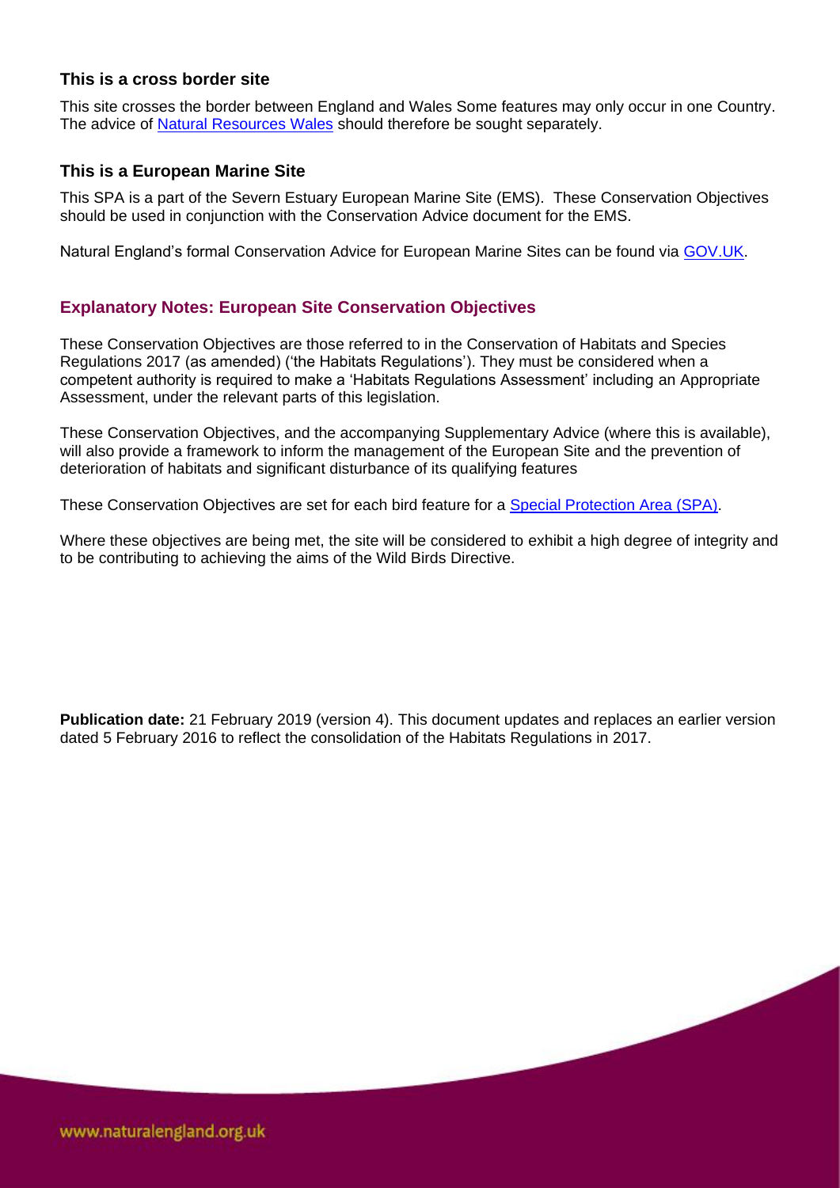### This is a cross border site

This site crosses the border between England and Wales Some features may only occur in one Country. The advice of Natural Resources Wales should therefore be sought separately.

### This is a European Marine Site

This SPA is a part of the Severn Estuary European Marine Site (EMS). These Conservation Objectives should be used in conjunction with the Conservation Advice document for the EMS.

Natural England's formal Conservation Advice for European Marine Sites can be found via GOV.UK.

## Explanatory Notes: European Site Conservation Objectives

These Conservation Objectives are those referred to in the Conservation of Habitats and Species Regulations 2017 (as amended) ('the Habitats Regulations'). They must be considered when a competent authority is required to make a 'Habitats Regulations Assessment' including an Appropriate Assessment, under the relevant parts of this legislation.

These Conservation Objectives, and the accompanying Supplementary Advice (where this is available), will also provide a framework to inform the management of the European Site and the prevention of deterioration of habitats and significant disturbance of its qualifying features

These Conservation Objectives are set for each bird feature for a Special Protection Area (SPA).

Where these objectives are being met, the site will be considered to exhibit a high degree of integrity and to be contributing to achieving the aims of the Wild Birds Directive.

**Publication date:** 21 February 2019 (version 4). This document updates and replaces an earlier version dated 5 February 2016 to reflect the consolidation of the Habitats Regulations in 2017.